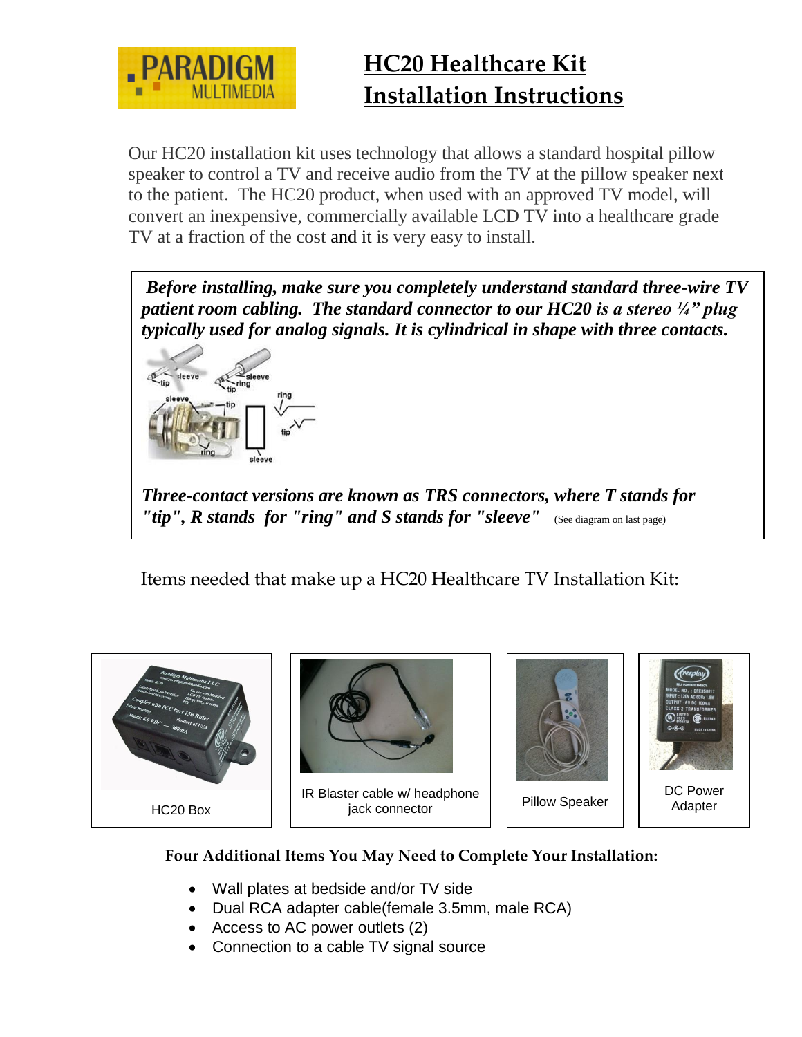# HC20 Healthcare Kit Installation Instructions

Our HC20 installation kit uses technology that allows a standard hospital pillow speaker to control a TV and receive audio from the TV at the pillow speaker next to the patient. The HC20 product, when used with an approved TV model, will convert an inexpensive, commercially available LCD TV into a healthcare grade TV at a fraction of the cost and it is very easy to install.

***Before installing, make sure you completely understand standard three-wire TV patient room cabling. The standard connector to our HC20 is a stereo ¼" plug typically used for analog signals. It is cylindrical in shape with three contacts.***

***Three-contact versions are known as TRS connectors, where T stands for "tip", R stands for "ring" and S stands for "sleeve"*** (See diagram on last page)

Items needed that make up a HC20 Healthcare TV Installation Kit:

| HC20 Box | IR Blaster cable w/ headphone jack connector | Pillow Speaker | DC Power Adapter |
|---|---|---|---|

**Four Additional Items You May Need to Complete Your Installation:**

- Wall plates at bedside and/or TV side
- Dual RCA adapter cable(female 3.5mm, male RCA)
- Access to AC power outlets (2)
- Connection to a cable TV signal source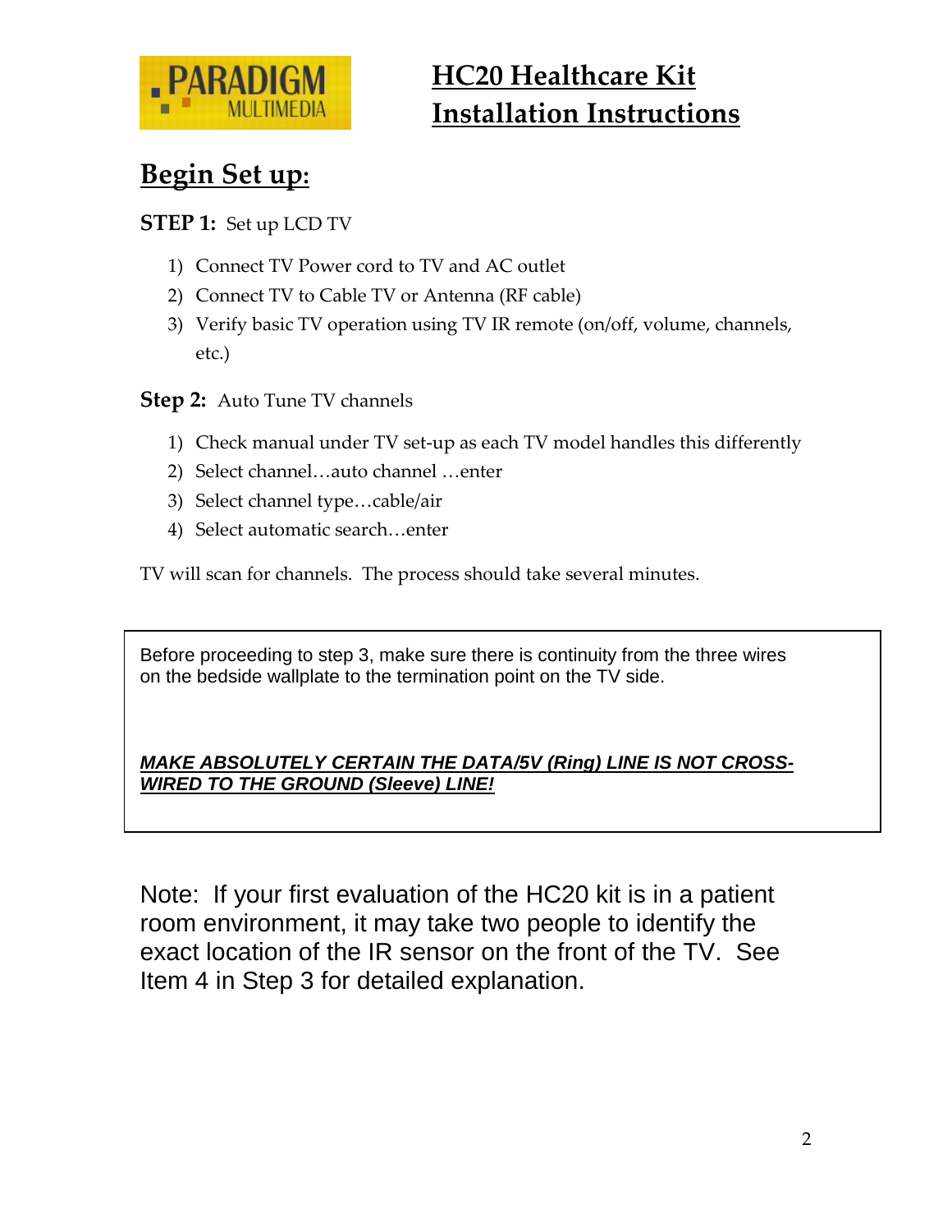# HC20 Healthcare Kit Installation Instructions

## Begin Set up:

**STEP 1:** Set up LCD TV

1) Connect TV Power cord to TV and AC outlet
2) Connect TV to Cable TV or Antenna (RF cable)
3) Verify basic TV operation using TV IR remote (on/off, volume, channels, etc.)

**Step 2:** Auto Tune TV channels

1) Check manual under TV set-up as each TV model handles this differently
2) Select channel…auto channel …enter
3) Select channel type…cable/air
4) Select automatic search…enter

TV will scan for channels. The process should take several minutes.

> Before proceeding to step 3, make sure there is continuity from the three wires on the bedside wallplate to the termination point on the TV side.
>
> ***MAKE ABSOLUTELY CERTAIN THE DATA/5V (Ring) LINE IS NOT CROSS-WIRED TO THE GROUND (Sleeve) LINE!***

Note: If your first evaluation of the HC20 kit is in a patient room environment, it may take two people to identify the exact location of the IR sensor on the front of the TV. See Item 4 in Step 3 for detailed explanation.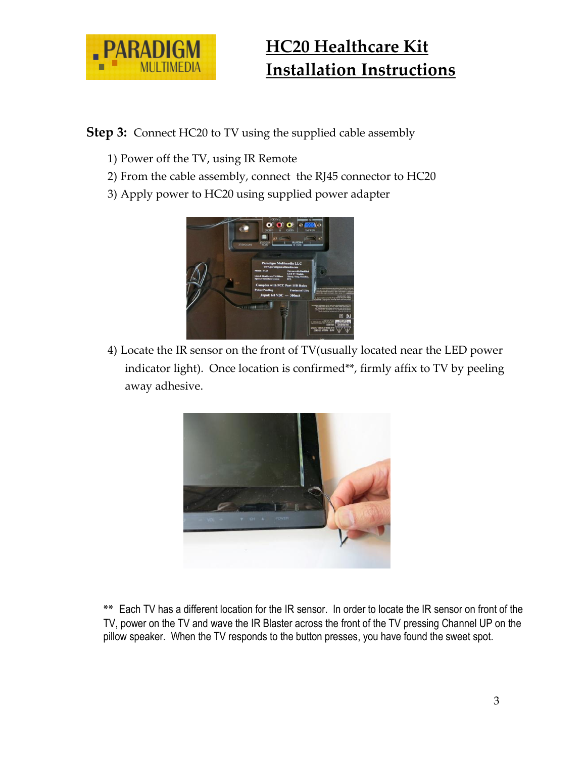# HC20 Healthcare Kit Installation Instructions

**Step 3:** Connect HC20 to TV using the supplied cable assembly

1) Power off the TV, using IR Remote
2) From the cable assembly, connect the RJ45 connector to HC20
3) Apply power to HC20 using supplied power adapter
4) Locate the IR sensor on the front of TV(usually located near the LED power indicator light). Once location is confirmed**, firmly affix to TV by peeling away adhesive.

** Each TV has a different location for the IR sensor. In order to locate the IR sensor on front of the TV, power on the TV and wave the IR Blaster across the front of the TV pressing Channel UP on the pillow speaker. When the TV responds to the button presses, you have found the sweet spot.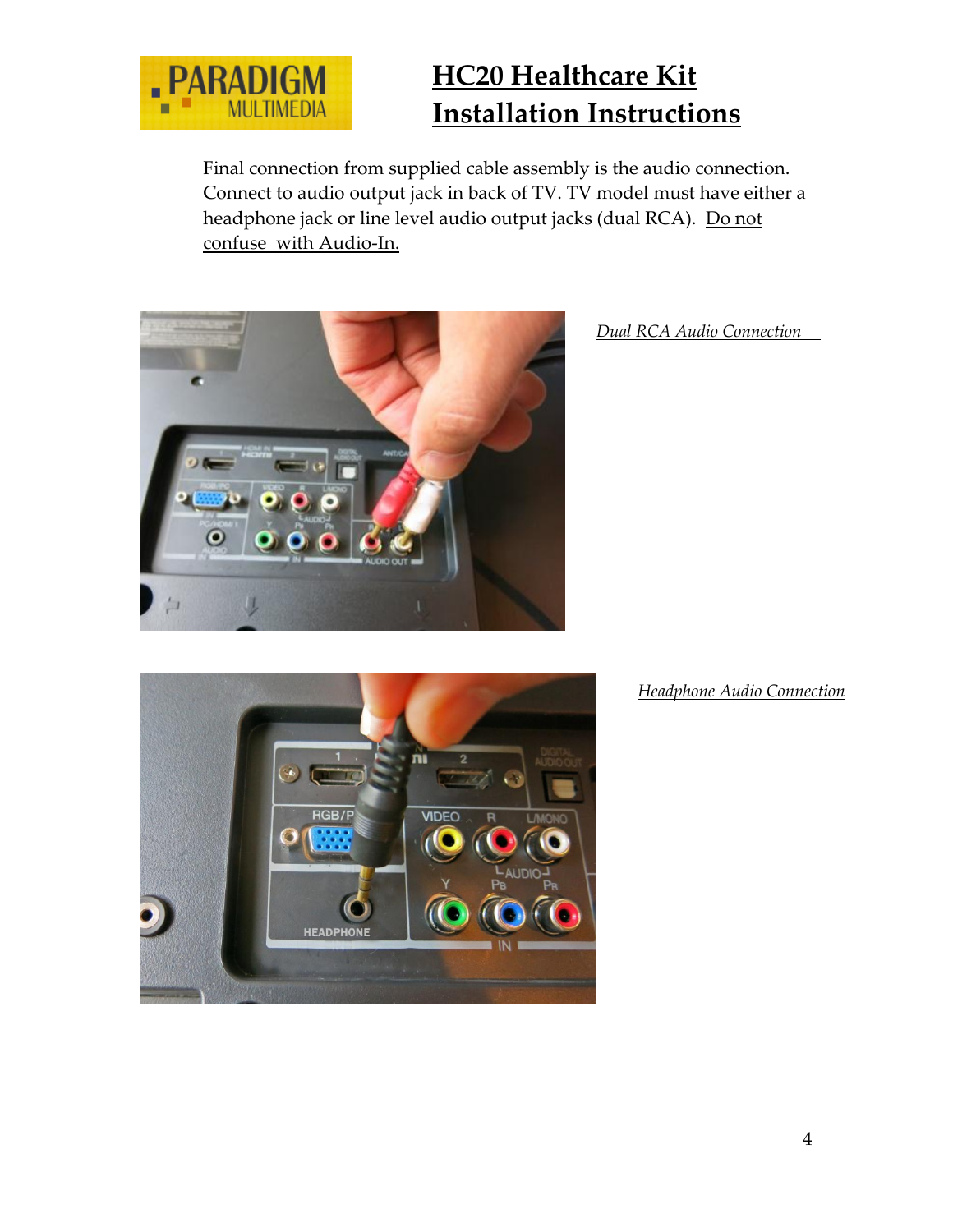# HC20 Healthcare Kit Installation Instructions

Final connection from supplied cable assembly is the audio connection. Connect to audio output jack in back of TV. TV model must have either a headphone jack or line level audio output jacks (dual RCA). Do not confuse with Audio-In.

*Dual RCA Audio Connection*

*Headphone Audio Connection*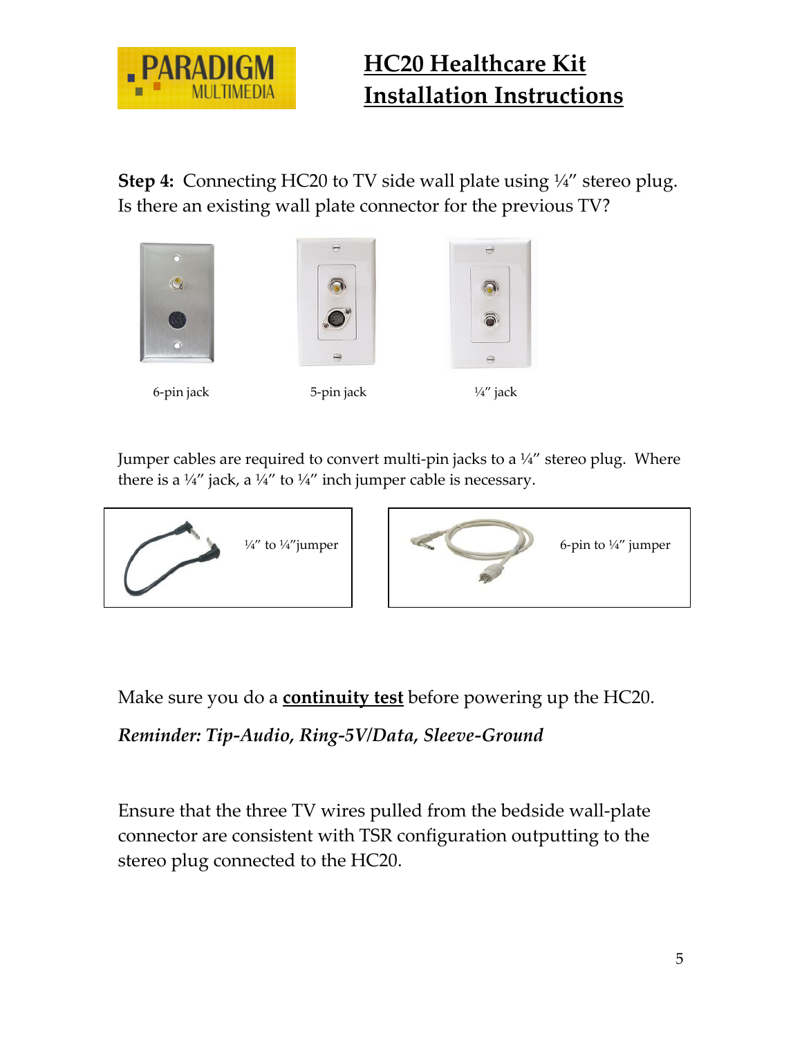# HC20 Healthcare Kit Installation Instructions

**Step 4:** Connecting HC20 to TV side wall plate using ¼" stereo plug. Is there an existing wall plate connector for the previous TV?

6-pin jack

5-pin jack

¼" jack

Jumper cables are required to convert multi-pin jacks to a ¼" stereo plug. Where there is a ¼" jack, a ¼" to ¼" inch jumper cable is necessary.

¼" to ¼"jumper

6-pin to ¼" jumper

Make sure you do a **continuity test** before powering up the HC20.

***Reminder: Tip-Audio, Ring-5V/Data, Sleeve-Ground***

Ensure that the three TV wires pulled from the bedside wall-plate connector are consistent with TSR configuration outputting to the stereo plug connected to the HC20.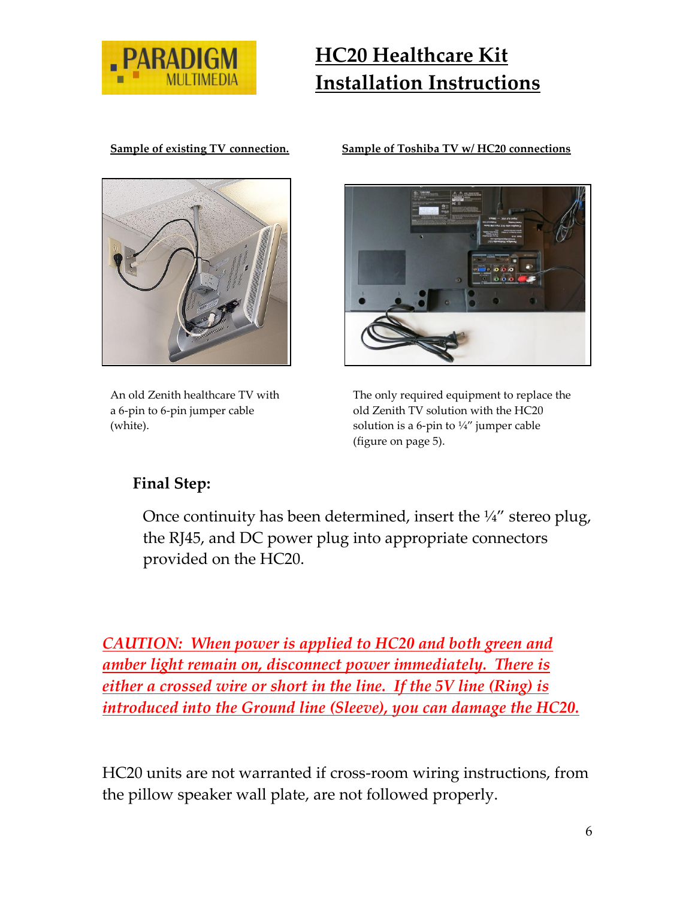# HC20 Healthcare Kit Installation Instructions

**Sample of existing TV connection.**

An old Zenith healthcare TV with a 6-pin to 6-pin jumper cable (white).

**Sample of Toshiba TV w/ HC20 connections**

The only required equipment to replace the old Zenith TV solution with the HC20 solution is a 6-pin to ¼" jumper cable (figure on page 5).

**Final Step:**

Once continuity has been determined, insert the ¼" stereo plug, the RJ45, and DC power plug into appropriate connectors provided on the HC20.

***CAUTION: When power is applied to HC20 and both green and amber light remain on, disconnect power immediately. There is either a crossed wire or short in the line. If the 5V line (Ring) is introduced into the Ground line (Sleeve), you can damage the HC20.***

HC20 units are not warranted if cross-room wiring instructions, from the pillow speaker wall plate, are not followed properly.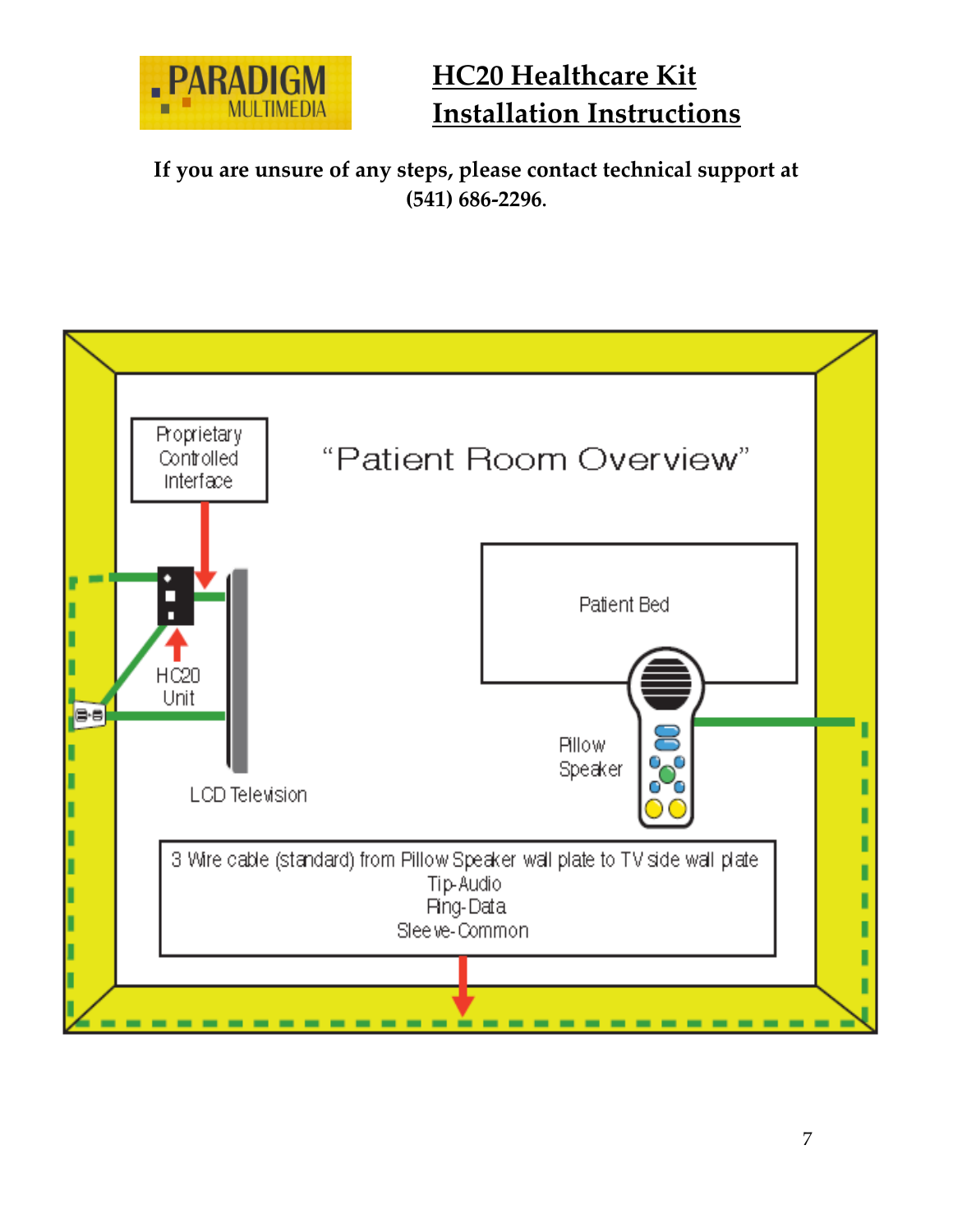# HC20 Healthcare Kit Installation Instructions

**If you are unsure of any steps, please contact technical support at (541) 686-2296.**

"Patient Room Overview"

Proprietary Controlled Interface

HC20 Unit

LCD Television

Patient Bed

Pillow Speaker

3 Wire cable (standard) from Pillow Speaker wall plate to TV side wall plate
Tip-Audio
Ring-Data
Sleeve-Common